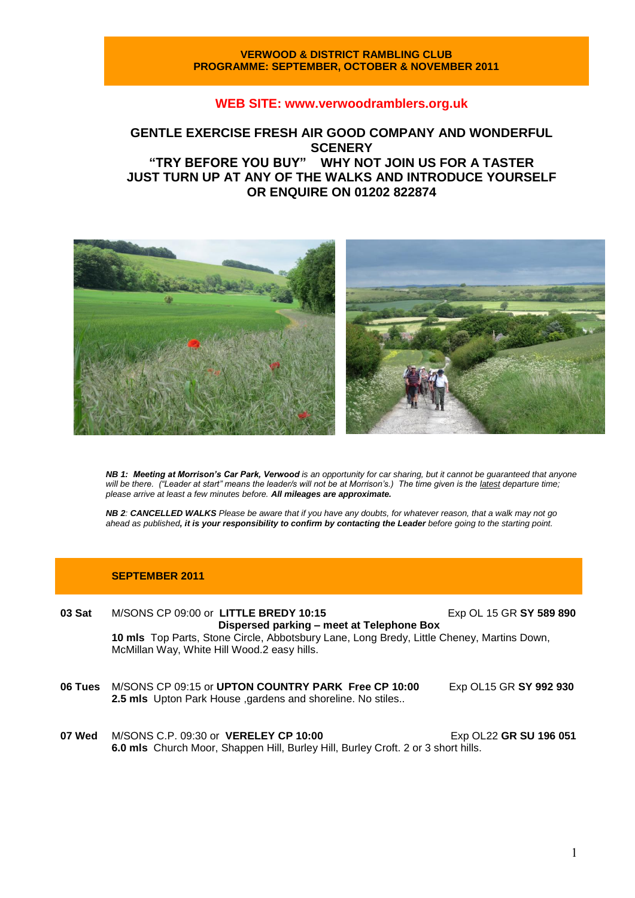**VERWOOD & DISTRICT RAMBLING CLUB**
**PROGRAMME: SEPTEMBER, OCTOBER & NOVEMBER 2011**

**WEB SITE: www.verwoodramblers.org.uk**

**GENTLE EXERCISE FRESH AIR GOOD COMPANY AND WONDERFUL SCENERY**
**"TRY BEFORE YOU BUY" WHY NOT JOIN US FOR A TASTER**
**JUST TURN UP AT ANY OF THE WALKS AND INTRODUCE YOURSELF**
**OR ENQUIRE ON 01202 822874**

***NB 1: Meeting at Morrison's Car Park, Verwood*** *is an opportunity for car sharing, but it cannot be guaranteed that anyone will be there. ("Leader at start" means the leader/s will not be at Morrison's.) The time given is the latest departure time; please arrive at least a few minutes before.* ***All mileages are approximate.***

***NB 2****:* ***CANCELLED WALKS*** *Please be aware that if you have any doubts, for whatever reason, that a walk may not go ahead as published****, it is your responsibility to confirm by contacting the Leader*** *before going to the starting point.*

## SEPTEMBER 2011

**03 Sat** M/SONS CP 09:00 or **LITTLE BREDY 10:15** Exp OL 15 GR **SY 589 890**
**Dispersed parking – meet at Telephone Box**
**10 mls** Top Parts, Stone Circle, Abbotsbury Lane, Long Bredy, Little Cheney, Martins Down, McMillan Way, White Hill Wood.2 easy hills.

**06 Tues** M/SONS CP 09:15 or **UPTON COUNTRY PARK Free CP 10:00** Exp OL15 GR **SY 992 930**
**2.5 mls** Upton Park House ,gardens and shoreline. No stiles..

**07 Wed** M/SONS C.P. 09:30 or **VERELEY CP 10:00** Exp OL22 **GR SU 196 051**
**6.0 mls** Church Moor, Shappen Hill, Burley Hill, Burley Croft. 2 or 3 short hills.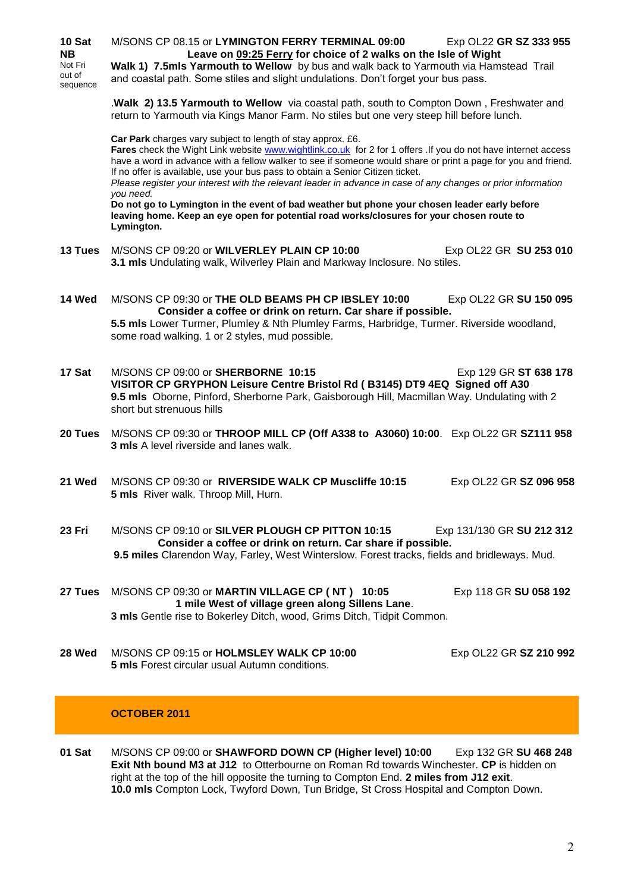**10 Sat** **NB** Not Fri out of sequence

M/SONS CP 08.15 or **LYMINGTON FERRY TERMINAL 09:00** Exp OL22 **GR SZ 333 955**

**Leave on 09:25 Ferry for choice of 2 walks on the Isle of Wight**

**Walk 1) 7.5mls Yarmouth to Wellow** by bus and walk back to Yarmouth via Hamstead Trail and coastal path. Some stiles and slight undulations. Don't forget your bus pass.

.**Walk 2) 13.5 Yarmouth to Wellow** via coastal path, south to Compton Down , Freshwater and return to Yarmouth via Kings Manor Farm. No stiles but one very steep hill before lunch.

**Car Park** charges vary subject to length of stay approx. £6.
**Fares** check the Wight Link website www.wightlink.co.uk for 2 for 1 offers .If you do not have internet access have a word in advance with a fellow walker to see if someone would share or print a page for you and friend. If no offer is available, use your bus pass to obtain a Senior Citizen ticket.
*Please register your interest with the relevant leader in advance in case of any changes or prior information you need.*
**Do not go to Lymington in the event of bad weather but phone your chosen leader early before leaving home. Keep an eye open for potential road works/closures for your chosen route to Lymington.**

**13 Tues** M/SONS CP 09:20 or **WILVERLEY PLAIN CP 10:00** Exp OL22 GR **SU 253 010**
**3.1 mls** Undulating walk, Wilverley Plain and Markway Inclosure. No stiles.

**14 Wed** M/SONS CP 09:30 or **THE OLD BEAMS PH CP IBSLEY 10:00** Exp OL22 GR **SU 150 095**
**Consider a coffee or drink on return. Car share if possible.**
**5.5 mls** Lower Turmer, Plumley & Nth Plumley Farms, Harbridge, Turmer. Riverside woodland, some road walking. 1 or 2 styles, mud possible.

**17 Sat** M/SONS CP 09:00 or **SHERBORNE 10:15** Exp 129 GR **ST 638 178**
**VISITOR CP GRYPHON Leisure Centre Bristol Rd ( B3145) DT9 4EQ Signed off A30**
**9.5 mls** Oborne, Pinford, Sherborne Park, Gaisborough Hill, Macmillan Way. Undulating with 2 short but strenuous hills

**20 Tues** M/SONS CP 09:30 or **THROOP MILL CP (Off A338 to A3060) 10:00**. Exp OL22 GR **SZ111 958**
**3 mls** A level riverside and lanes walk.

**21 Wed** M/SONS CP 09:30 or **RIVERSIDE WALK CP Muscliffe 10:15** Exp OL22 GR **SZ 096 958**
**5 mls** River walk. Throop Mill, Hurn.

**23 Fri** M/SONS CP 09:10 or **SILVER PLOUGH CP PITTON 10:15** Exp 131/130 GR **SU 212 312**
**Consider a coffee or drink on return. Car share if possible.**
**9.5 miles** Clarendon Way, Farley, West Winterslow. Forest tracks, fields and bridleways. Mud.

**27 Tues** M/SONS CP 09:30 or **MARTIN VILLAGE CP ( NT ) 10:05** Exp 118 GR **SU 058 192**
**1 mile West of village green along Sillens Lane**.
**3 mls** Gentle rise to Bokerley Ditch, wood, Grims Ditch, Tidpit Common.

**28 Wed** M/SONS CP 09:15 or **HOLMSLEY WALK CP 10:00** Exp OL22 GR **SZ 210 992**
**5 mls** Forest circular usual Autumn conditions.

## OCTOBER 2011

**01 Sat** M/SONS CP 09:00 or **SHAWFORD DOWN CP (Higher level) 10:00** Exp 132 GR **SU 468 248**
**Exit Nth bound M3 at J12** to Otterbourne on Roman Rd towards Winchester. **CP** is hidden on right at the top of the hill opposite the turning to Compton End. **2 miles from J12 exit**.
**10.0 mls** Compton Lock, Twyford Down, Tun Bridge, St Cross Hospital and Compton Down.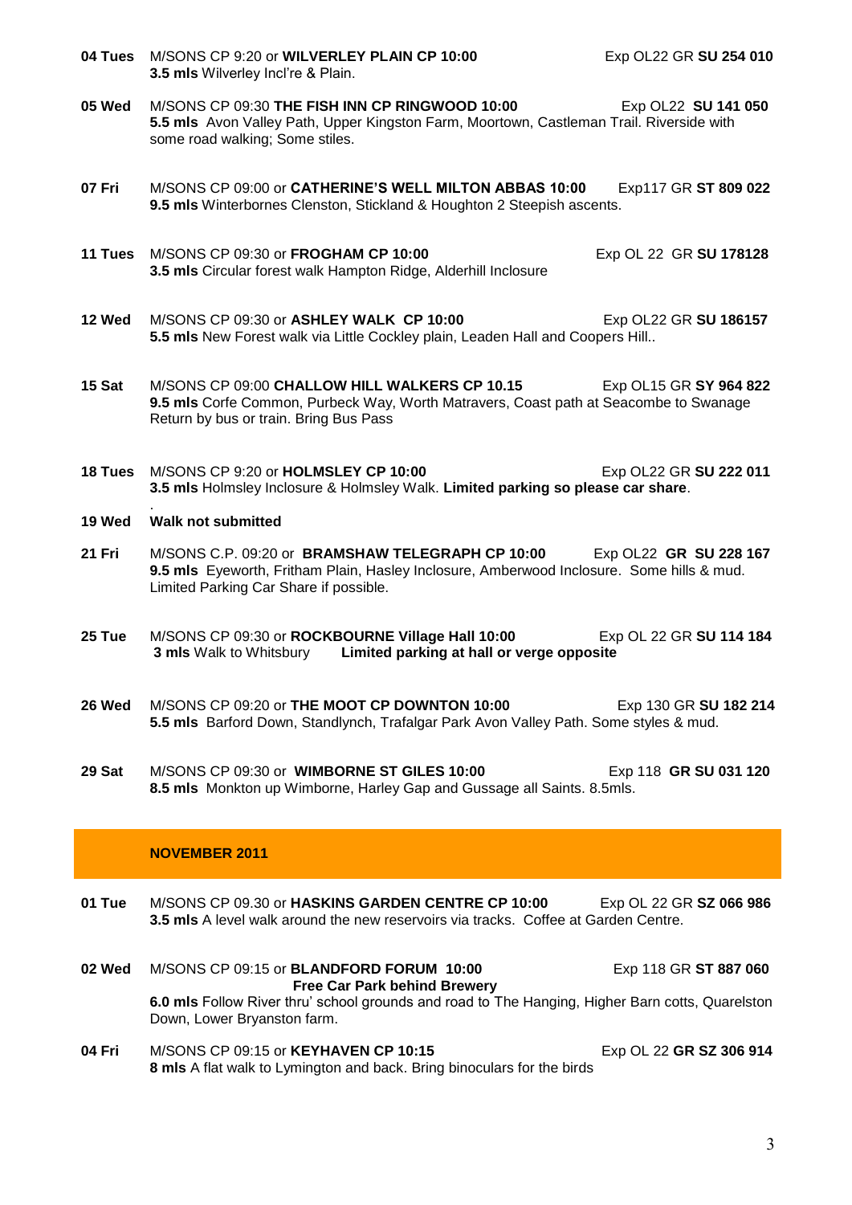**04 Tues** M/SONS CP 9:20 or **WILVERLEY PLAIN CP 10:00** Exp OL22 GR **SU 254 010**
**3.5 mls** Wilverley Incl're & Plain.

**05 Wed** M/SONS CP 09:30 **THE FISH INN CP RINGWOOD 10:00** Exp OL22 **SU 141 050**
**5.5 mls** Avon Valley Path, Upper Kingston Farm, Moortown, Castleman Trail. Riverside with some road walking; Some stiles.

**07 Fri** M/SONS CP 09:00 or **CATHERINE'S WELL MILTON ABBAS 10:00** Exp117 GR **ST 809 022**
**9.5 mls** Winterbornes Clenston, Stickland & Houghton 2 Steepish ascents.

**11 Tues** M/SONS CP 09:30 or **FROGHAM CP 10:00** Exp OL 22 GR **SU 178128**
**3.5 mls** Circular forest walk Hampton Ridge, Alderhill Inclosure

**12 Wed** M/SONS CP 09:30 or **ASHLEY WALK CP 10:00** Exp OL22 GR **SU 186157**
**5.5 mls** New Forest walk via Little Cockley plain, Leaden Hall and Coopers Hill..

**15 Sat** M/SONS CP 09:00 **CHALLOW HILL WALKERS CP 10.15** Exp OL15 GR **SY 964 822**
**9.5 mls** Corfe Common, Purbeck Way, Worth Matravers, Coast path at Seacombe to Swanage Return by bus or train. Bring Bus Pass

**18 Tues** M/SONS CP 9:20 or **HOLMSLEY CP 10:00** Exp OL22 GR **SU 222 011**
**3.5 mls** Holmsley Inclosure & Holmsley Walk. **Limited parking so please car share**.

**19 Wed** **Walk not submitted**

**21 Fri** M/SONS C.P. 09:20 or **BRAMSHAW TELEGRAPH CP 10:00** Exp OL22 **GR SU 228 167**
**9.5 mls** Eyeworth, Fritham Plain, Hasley Inclosure, Amberwood Inclosure. Some hills & mud. Limited Parking Car Share if possible.

**25 Tue** M/SONS CP 09:30 or **ROCKBOURNE Village Hall 10:00** Exp OL 22 GR **SU 114 184**
**3 mls** Walk to Whitsbury **Limited parking at hall or verge opposite**

**26 Wed** M/SONS CP 09:20 or **THE MOOT CP DOWNTON 10:00** Exp 130 GR **SU 182 214**
**5.5 mls** Barford Down, Standlynch, Trafalgar Park Avon Valley Path. Some styles & mud.

**29 Sat** M/SONS CP 09:30 or **WIMBORNE ST GILES 10:00** Exp 118 **GR SU 031 120**
**8.5 mls** Monkton up Wimborne, Harley Gap and Gussage all Saints. 8.5mls.

## NOVEMBER 2011

**01 Tue** M/SONS CP 09.30 or **HASKINS GARDEN CENTRE CP 10:00** Exp OL 22 GR **SZ 066 986**
**3.5 mls** A level walk around the new reservoirs via tracks. Coffee at Garden Centre.

**02 Wed** M/SONS CP 09:15 or **BLANDFORD FORUM 10:00** Exp 118 GR **ST 887 060**
**Free Car Park behind Brewery**
**6.0 mls** Follow River thru' school grounds and road to The Hanging, Higher Barn cotts, Quarelston Down, Lower Bryanston farm.

**04 Fri** M/SONS CP 09:15 or **KEYHAVEN CP 10:15** Exp OL 22 **GR SZ 306 914**
**8 mls** A flat walk to Lymington and back. Bring binoculars for the birds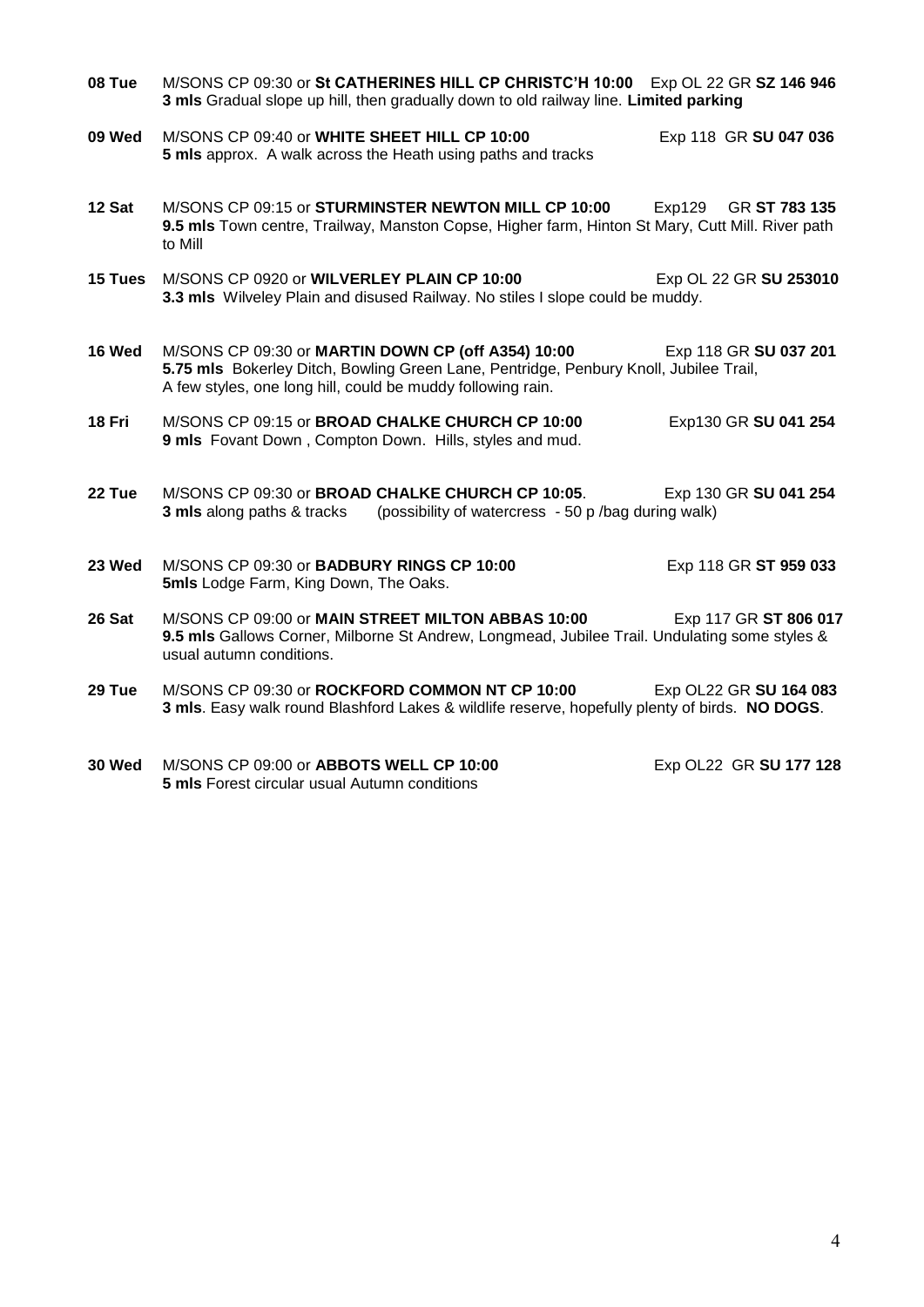**08 Tue** M/SONS CP 09:30 or **St CATHERINES HILL CP CHRISTC'H 10:00** Exp OL 22 GR **SZ 146 946**
**3 mls** Gradual slope up hill, then gradually down to old railway line. **Limited parking**

**09 Wed** M/SONS CP 09:40 or **WHITE SHEET HILL CP 10:00** Exp 118 GR **SU 047 036**
**5 mls** approx. A walk across the Heath using paths and tracks

**12 Sat** M/SONS CP 09:15 or **STURMINSTER NEWTON MILL CP 10:00** Exp129 GR **ST 783 135**
**9.5 mls** Town centre, Trailway, Manston Copse, Higher farm, Hinton St Mary, Cutt Mill. River path to Mill

**15 Tues** M/SONS CP 0920 or **WILVERLEY PLAIN CP 10:00** Exp OL 22 GR **SU 253010**
**3.3 mls** Wilveley Plain and disused Railway. No stiles I slope could be muddy.

**16 Wed** M/SONS CP 09:30 or **MARTIN DOWN CP (off A354) 10:00** Exp 118 GR **SU 037 201**
**5.75 mls** Bokerley Ditch, Bowling Green Lane, Pentridge, Penbury Knoll, Jubilee Trail,
A few styles, one long hill, could be muddy following rain.

**18 Fri** M/SONS CP 09:15 or **BROAD CHALKE CHURCH CP 10:00** Exp130 GR **SU 041 254**
**9 mls** Fovant Down , Compton Down. Hills, styles and mud.

**22 Tue** M/SONS CP 09:30 or **BROAD CHALKE CHURCH CP 10:05**. Exp 130 GR **SU 041 254**
**3 mls** along paths & tracks (possibility of watercress - 50 p /bag during walk)

**23 Wed** M/SONS CP 09:30 or **BADBURY RINGS CP 10:00** Exp 118 GR **ST 959 033**
**5mls** Lodge Farm, King Down, The Oaks.

**26 Sat** M/SONS CP 09:00 or **MAIN STREET MILTON ABBAS 10:00** Exp 117 GR **ST 806 017**
**9.5 mls** Gallows Corner, Milborne St Andrew, Longmead, Jubilee Trail. Undulating some styles & usual autumn conditions.

**29 Tue** M/SONS CP 09:30 or **ROCKFORD COMMON NT CP 10:00** Exp OL22 GR **SU 164 083**
**3 mls**. Easy walk round Blashford Lakes & wildlife reserve, hopefully plenty of birds. **NO DOGS**.

**30 Wed** M/SONS CP 09:00 or **ABBOTS WELL CP 10:00** Exp OL22 GR **SU 177 128**
**5 mls** Forest circular usual Autumn conditions